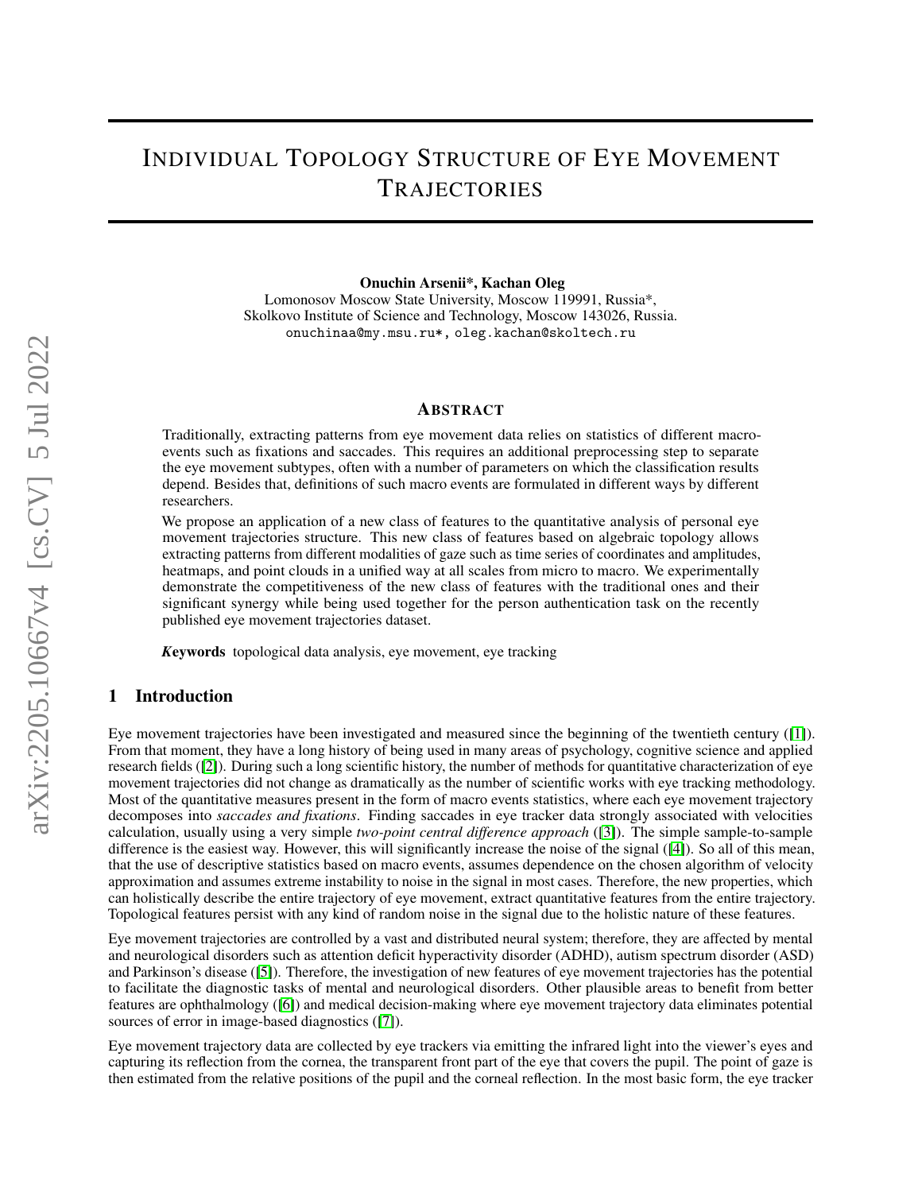# INDIVIDUAL TOPOLOGY STRUCTURE OF EYE MOVEMENT TRAJECTORIES

**Onuchin Arsenii\*, Kachan Oleg**
Lomonosov Moscow State University, Moscow 119991, Russia\*,
Skolkovo Institute of Science and Technology, Moscow 143026, Russia.
onuchinaa@my.msu.ru\*, oleg.kachan@skoltech.ru

## ABSTRACT

Traditionally, extracting patterns from eye movement data relies on statistics of different macro-events such as fixations and saccades. This requires an additional preprocessing step to separate the eye movement subtypes, often with a number of parameters on which the classification results depend. Besides that, definitions of such macro events are formulated in different ways by different researchers.

We propose an application of a new class of features to the quantitative analysis of personal eye movement trajectories structure. This new class of features based on algebraic topology allows extracting patterns from different modalities of gaze such as time series of coordinates and amplitudes, heatmaps, and point clouds in a unified way at all scales from micro to macro. We experimentally demonstrate the competitiveness of the new class of features with the traditional ones and their significant synergy while being used together for the person authentication task on the recently published eye movement trajectories dataset.

***Keywords*** topological data analysis, eye movement, eye tracking

## 1 Introduction

Eye movement trajectories have been investigated and measured since the beginning of the twentieth century ([1]). From that moment, they have a long history of being used in many areas of psychology, cognitive science and applied research fields ([2]). During such a long scientific history, the number of methods for quantitative characterization of eye movement trajectories did not change as dramatically as the number of scientific works with eye tracking methodology. Most of the quantitative measures present in the form of macro events statistics, where each eye movement trajectory decomposes into *saccades and fixations*. Finding saccades in eye tracker data strongly associated with velocities calculation, usually using a very simple *two-point central difference approach* ([3]). The simple sample-to-sample difference is the easiest way. However, this will significantly increase the noise of the signal ([4]). So all of this mean, that the use of descriptive statistics based on macro events, assumes dependence on the chosen algorithm of velocity approximation and assumes extreme instability to noise in the signal in most cases. Therefore, the new properties, which can holistically describe the entire trajectory of eye movement, extract quantitative features from the entire trajectory. Topological features persist with any kind of random noise in the signal due to the holistic nature of these features.

Eye movement trajectories are controlled by a vast and distributed neural system; therefore, they are affected by mental and neurological disorders such as attention deficit hyperactivity disorder (ADHD), autism spectrum disorder (ASD) and Parkinson's disease ([5]). Therefore, the investigation of new features of eye movement trajectories has the potential to facilitate the diagnostic tasks of mental and neurological disorders. Other plausible areas to benefit from better features are ophthalmology ([6]) and medical decision-making where eye movement trajectory data eliminates potential sources of error in image-based diagnostics ([7]).

Eye movement trajectory data are collected by eye trackers via emitting the infrared light into the viewer's eyes and capturing its reflection from the cornea, the transparent front part of the eye that covers the pupil. The point of gaze is then estimated from the relative positions of the pupil and the corneal reflection. In the most basic form, the eye tracker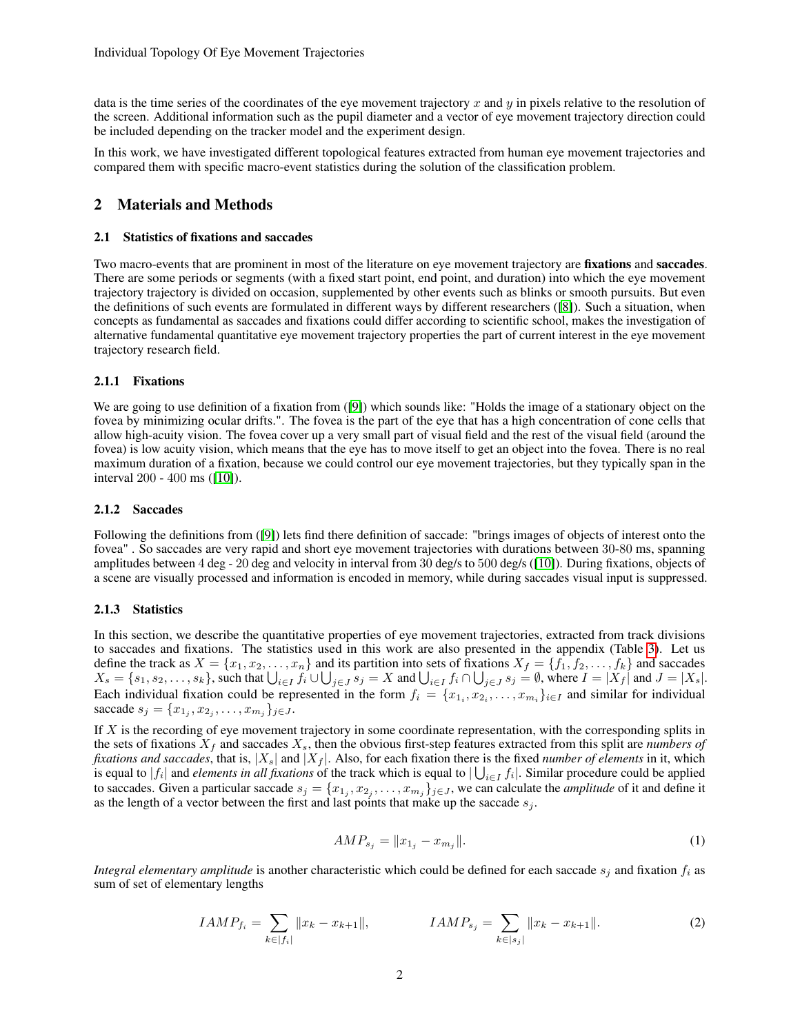data is the time series of the coordinates of the eye movement trajectory $x$ and $y$ in pixels relative to the resolution of the screen. Additional information such as the pupil diameter and a vector of eye movement trajectory direction could be included depending on the tracker model and the experiment design.

In this work, we have investigated different topological features extracted from human eye movement trajectories and compared them with specific macro-event statistics during the solution of the classification problem.

## 2 Materials and Methods

### 2.1 Statistics of fixations and saccades

Two macro-events that are prominent in most of the literature on eye movement trajectory are **fixations** and **saccades**. There are some periods or segments (with a fixed start point, end point, and duration) into which the eye movement trajectory trajectory is divided on occasion, supplemented by other events such as blinks or smooth pursuits. But even the definitions of such events are formulated in different ways by different researchers ([8]). Such a situation, when concepts as fundamental as saccades and fixations could differ according to scientific school, makes the investigation of alternative fundamental quantitative eye movement trajectory properties the part of current interest in the eye movement trajectory research field.

#### 2.1.1 Fixations

We are going to use definition of a fixation from ([9]) which sounds like: "Holds the image of a stationary object on the fovea by minimizing ocular drifts.". The fovea is the part of the eye that has a high concentration of cone cells that allow high-acuity vision. The fovea cover up a very small part of visual field and the rest of the visual field (around the fovea) is low acuity vision, which means that the eye has to move itself to get an object into the fovea. There is no real maximum duration of a fixation, because we could control our eye movement trajectories, but they typically span in the interval 200 - 400 ms ([10]).

#### 2.1.2 Saccades

Following the definitions from ([9]) lets find there definition of saccade: "brings images of objects of interest onto the fovea" . So saccades are very rapid and short eye movement trajectories with durations between 30-80 ms, spanning amplitudes between 4 deg - 20 deg and velocity in interval from 30 deg/s to 500 deg/s ([10]). During fixations, objects of a scene are visually processed and information is encoded in memory, while during saccades visual input is suppressed.

#### 2.1.3 Statistics

In this section, we describe the quantitative properties of eye movement trajectories, extracted from track divisions to saccades and fixations. The statistics used in this work are also presented in the appendix (Table 3). Let us define the track as $X = \{x_1, x_2, \dots, x_n\}$ and its partition into sets of fixations $X_f = \{f_1, f_2, \dots, f_k\}$ and saccades $X_s = \{s_1, s_2, \dots, s_k\}$, such that $\bigcup_{i \in I} f_i \cup \bigcup_{j \in J} s_j = X$ and $\bigcup_{i \in I} f_i \cap \bigcup_{j \in J} s_j = \emptyset$, where $I = |X_f|$ and $J = |X_s|$. Each individual fixation could be represented in the form $f_i = \{x_{1_i}, x_{2_i}, \dots, x_{m_i}\}_{i \in I}$ and similar for individual saccade $s_j = \{x_{1_j}, x_{2_j}, \dots, x_{m_j}\}_{j \in J}$.

If $X$ is the recording of eye movement trajectory in some coordinate representation, with the corresponding splits in the sets of fixations $X_f$ and saccades $X_s$, then the obvious first-step features extracted from this split are *numbers of fixations and saccades*, that is, $|X_s|$ and $|X_f|$. Also, for each fixation there is the fixed *number of elements* in it, which is equal to $|f_i|$ and *elements in all fixations* of the track which is equal to $|\bigcup_{i \in I} f_i|$. Similar procedure could be applied to saccades. Given a particular saccade $s_j = \{x_{1_j}, x_{2_j}, \dots, x_{m_j}\}_{j \in J}$, we can calculate the *amplitude* of it and define it as the length of a vector between the first and last points that make up the saccade $s_j$.

$$AMP_{s_j} = \|x_{1_j} - x_{m_j}\|. \tag{1}$$

*Integral elementary amplitude* is another characteristic which could be defined for each saccade $s_j$ and fixation $f_i$ as sum of set of elementary lengths

$$IAMP_{f_i} = \sum_{k \in |f_i|} \|x_k - x_{k+1}\|, \qquad IAMP_{s_j} = \sum_{k \in |s_j|} \|x_k - x_{k+1}\|. \tag{2}$$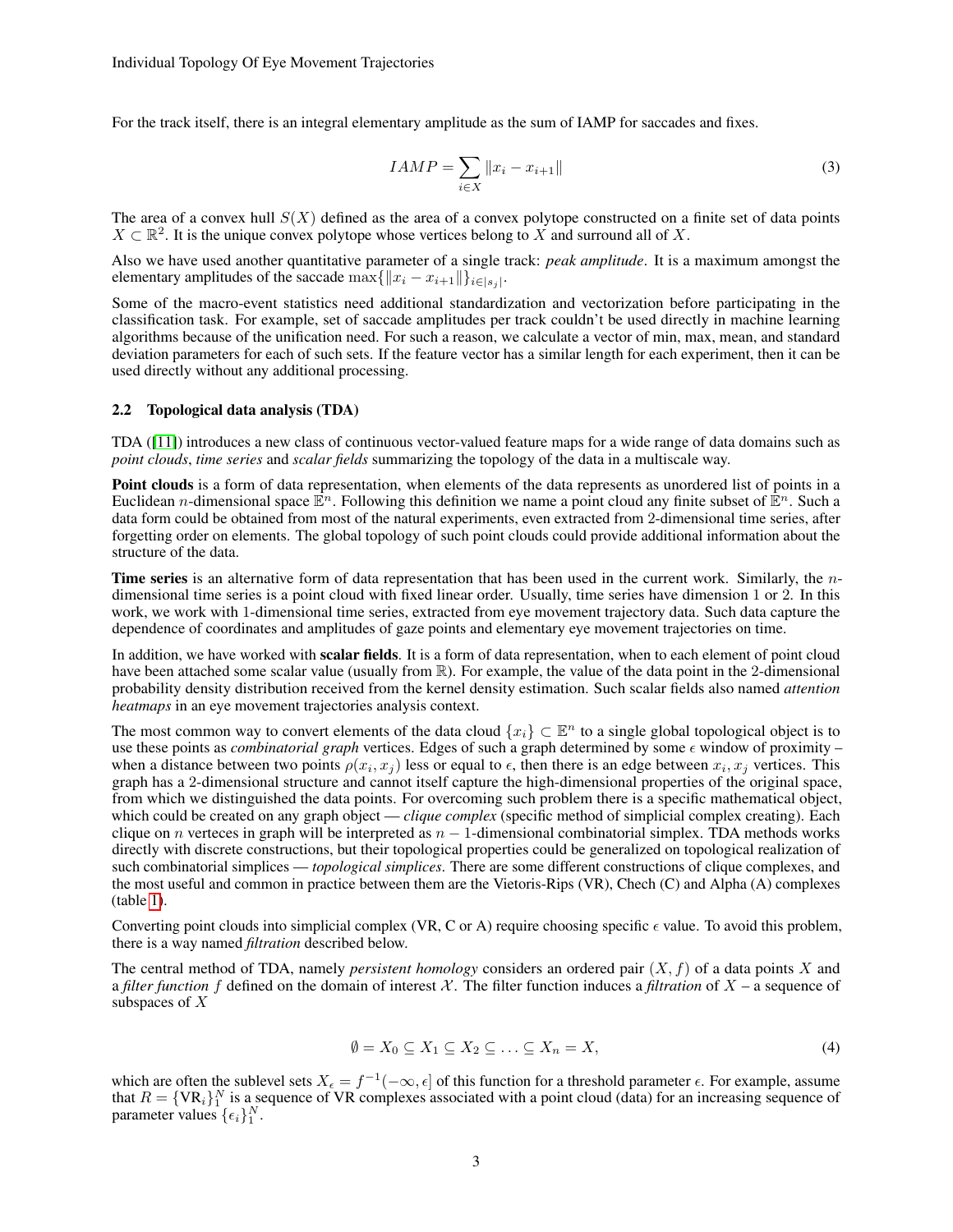For the track itself, there is an integral elementary amplitude as the sum of IAMP for saccades and fixes.

$$IAMP = \sum_{i \in X} \|x_i - x_{i+1}\| \tag{3}$$

The area of a convex hull $S(X)$ defined as the area of a convex polytope constructed on a finite set of data points $X \subset \mathbb{R}^2$. It is the unique convex polytope whose vertices belong to $X$ and surround all of $X$.

Also we have used another quantitative parameter of a single track: *peak amplitude*. It is a maximum amongst the elementary amplitudes of the saccade $\max\{\|x_i - x_{i+1}\|\}_{i \in |s_j|}$.

Some of the macro-event statistics need additional standardization and vectorization before participating in the classification task. For example, set of saccade amplitudes per track couldn't be used directly in machine learning algorithms because of the unification need. For such a reason, we calculate a vector of min, max, mean, and standard deviation parameters for each of such sets. If the feature vector has a similar length for each experiment, then it can be used directly without any additional processing.

### 2.2 Topological data analysis (TDA)

TDA ([11]) introduces a new class of continuous vector-valued feature maps for a wide range of data domains such as *point clouds*, *time series* and *scalar fields* summarizing the topology of the data in a multiscale way.

**Point clouds** is a form of data representation, when elements of the data represents as unordered list of points in a Euclidean $n$-dimensional space $\mathbb{E}^n$. Following this definition we name a point cloud any finite subset of $\mathbb{E}^n$. Such a data form could be obtained from most of the natural experiments, even extracted from 2-dimensional time series, after forgetting order on elements. The global topology of such point clouds could provide additional information about the structure of the data.

**Time series** is an alternative form of data representation that has been used in the current work. Similarly, the $n$-dimensional time series is a point cloud with fixed linear order. Usually, time series have dimension 1 or 2. In this work, we work with 1-dimensional time series, extracted from eye movement trajectory data. Such data capture the dependence of coordinates and amplitudes of gaze points and elementary eye movement trajectories on time.

In addition, we have worked with **scalar fields**. It is a form of data representation, when to each element of point cloud have been attached some scalar value (usually from $\mathbb{R}$). For example, the value of the data point in the 2-dimensional probability density distribution received from the kernel density estimation. Such scalar fields also named *attention heatmaps* in an eye movement trajectories analysis context.

The most common way to convert elements of the data cloud $\{x_i\} \subset \mathbb{E}^n$ to a single global topological object is to use these points as *combinatorial graph* vertices. Edges of such a graph determined by some $\epsilon$ window of proximity – when a distance between two points $\rho(x_i, x_j)$ less or equal to $\epsilon$, then there is an edge between $x_i, x_j$ vertices. This graph has a 2-dimensional structure and cannot itself capture the high-dimensional properties of the original space, from which we distinguished the data points. For overcoming such problem there is a specific mathematical object, which could be created on any graph object — *clique complex* (specific method of simplicial complex creating). Each clique on $n$ verteces in graph will be interpreted as $n-1$-dimensional combinatorial simplex. TDA methods works directly with discrete constructions, but their topological properties could be generalized on topological realization of such combinatorial simplices — *topological simplices*. There are some different constructions of clique complexes, and the most useful and common in practice between them are the Vietoris-Rips (VR), Chech (C) and Alpha (A) complexes (table 1).

Converting point clouds into simplicial complex (VR, C or A) require choosing specific $\epsilon$ value. To avoid this problem, there is a way named *filtration* described below.

The central method of TDA, namely *persistent homology* considers an ordered pair $(X, f)$ of a data points $X$ and a *filter function* $f$ defined on the domain of interest $\mathcal{X}$. The filter function induces a *filtration* of $X$ – a sequence of subspaces of $X$

$$\emptyset = X_0 \subseteq X_1 \subseteq X_2 \subseteq \ldots \subseteq X_n = X, \tag{4}$$

which are often the sublevel sets $X_\epsilon = f^{-1}(-\infty, \epsilon]$ of this function for a threshold parameter $\epsilon$. For example, assume that $R = \{\text{VR}_i\}_1^N$ is a sequence of VR complexes associated with a point cloud (data) for an increasing sequence of parameter values $\{\epsilon_i\}_1^N$.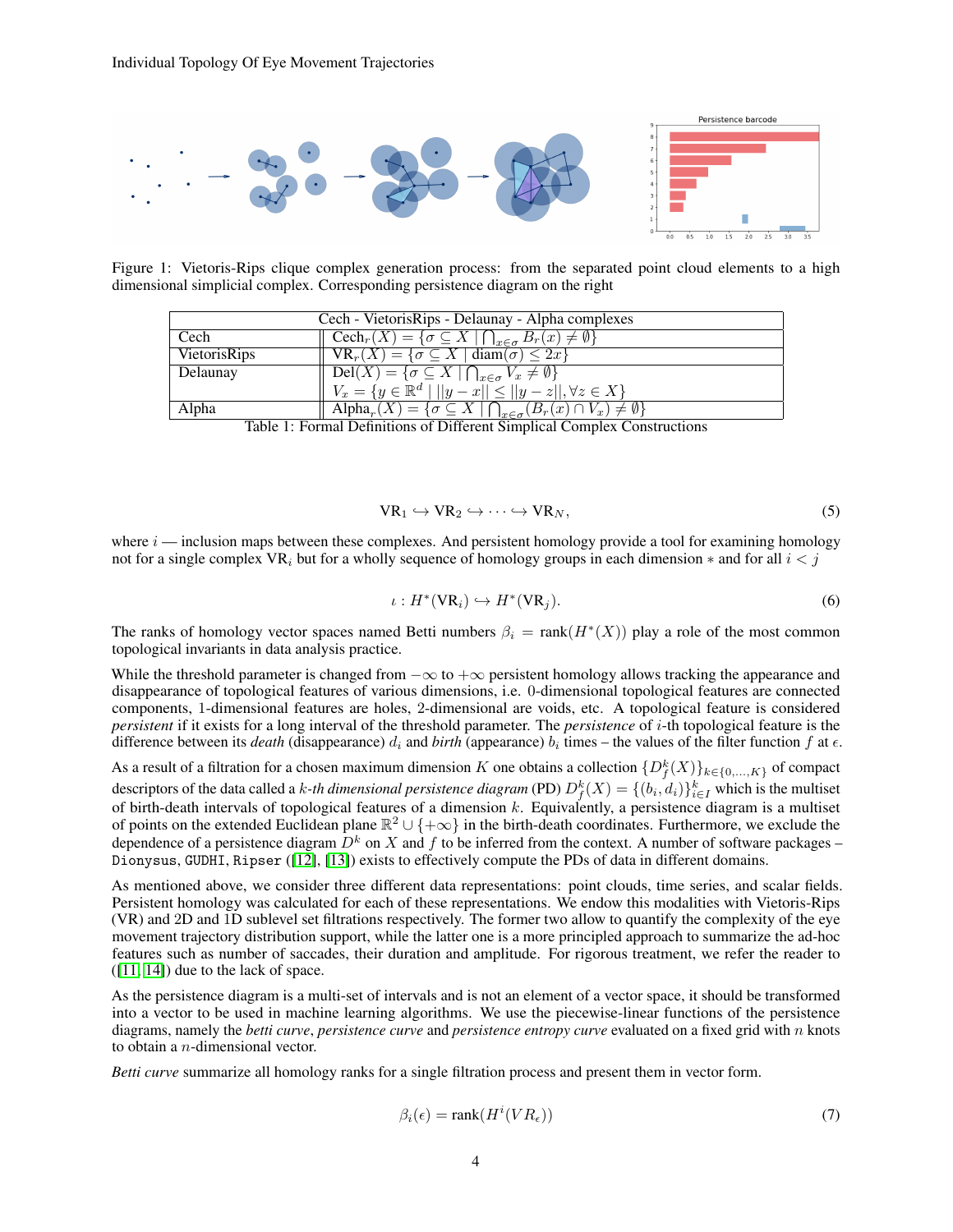Figure 1: Vietoris-Rips clique complex generation process: from the separated point cloud elements to a high dimensional simplicial complex. Corresponding persistence diagram on the right

| Cech - VietorisRips - Delaunay - Alpha complexes | |
|---|---|
| Cech | $\text{Cech}_r(X) = \{\sigma \subseteq X \mid \bigcap_{x \in \sigma} B_r(x) \neq \emptyset\}$ |
| VietorisRips | $\text{VR}_r(X) = \{\sigma \subseteq X \mid \text{diam}(\sigma) \leq 2x\}$ |
| Delaunay | $\text{Del}(X) = \{\sigma \subseteq X \mid \bigcap_{x \in \sigma} V_x \neq \emptyset\}$ <br> $V_x = \{y \in \mathbb{R}^d \mid \|\|y - x\|\| \leq \|\|y - z\|\|, \forall z \in X\}$ |
| Alpha | $\text{Alpha}_r(X) = \{\sigma \subseteq X \mid \bigcap_{x \in \sigma} (B_r(x) \cap V_x) \neq \emptyset\}$ |

Table 1: Formal Definitions of Different Simplical Complex Constructions

$$\text{VR}_1 \hookrightarrow \text{VR}_2 \hookrightarrow \cdots \hookrightarrow \text{VR}_N, \tag{5}$$

where $i$ — inclusion maps between these complexes. And persistent homology provide a tool for examining homology not for a single complex $\text{VR}_i$ but for a wholly sequence of homology groups in each dimension $*$ and for all $i < j$

$$\iota : H^*(\text{VR}_i) \hookrightarrow H^*(\text{VR}_j). \tag{6}$$

The ranks of homology vector spaces named Betti numbers $\beta_i = \text{rank}(H^*(X))$ play a role of the most common topological invariants in data analysis practice.

While the threshold parameter is changed from $-\infty$ to $+\infty$ persistent homology allows tracking the appearance and disappearance of topological features of various dimensions, i.e. 0-dimensional topological features are connected components, 1-dimensional features are holes, 2-dimensional are voids, etc. A topological feature is considered *persistent* if it exists for a long interval of the threshold parameter. The *persistence* of $i$-th topological feature is the difference between its *death* (disappearance) $d_i$ and *birth* (appearance) $b_i$ times – the values of the filter function $f$ at $\epsilon$.

As a result of a filtration for a chosen maximum dimension $K$ one obtains a collection $\{D^k_f(X)\}_{k \in \{0,\dots,K\}}$ of compact descriptors of the data called a *k-th dimensional persistence diagram* (PD) $D^k_f(X) = \{(b_i, d_i)\}^k_{i \in I}$ which is the multiset of birth-death intervals of topological features of a dimension $k$. Equivalently, a persistence diagram is a multiset of points on the extended Euclidean plane $\mathbb{R}^2 \cup \{+\infty\}$ in the birth-death coordinates. Furthermore, we exclude the dependence of a persistence diagram $D^k$ on $X$ and $f$ to be inferred from the context. A number of software packages – `Dionysus`, `GUDHI`, `Ripser` ([12], [13]) exists to effectively compute the PDs of data in different domains.

As mentioned above, we consider three different data representations: point clouds, time series, and scalar fields. Persistent homology was calculated for each of these representations. We endow this modalities with Vietoris-Rips (VR) and 2D and 1D sublevel set filtrations respectively. The former two allow to quantify the complexity of the eye movement trajectory distribution support, while the latter one is a more principled approach to summarize the ad-hoc features such as number of saccades, their duration and amplitude. For rigorous treatment, we refer the reader to ([11, 14]) due to the lack of space.

As the persistence diagram is a multi-set of intervals and is not an element of a vector space, it should be transformed into a vector to be used in machine learning algorithms. We use the piecewise-linear functions of the persistence diagrams, namely the *betti curve*, *persistence curve* and *persistence entropy curve* evaluated on a fixed grid with $n$ knots to obtain a $n$-dimensional vector.

*Betti curve* summarize all homology ranks for a single filtration process and present them in vector form.

$$\beta_i(\epsilon) = \text{rank}(H^i(VR_\epsilon)) \tag{7}$$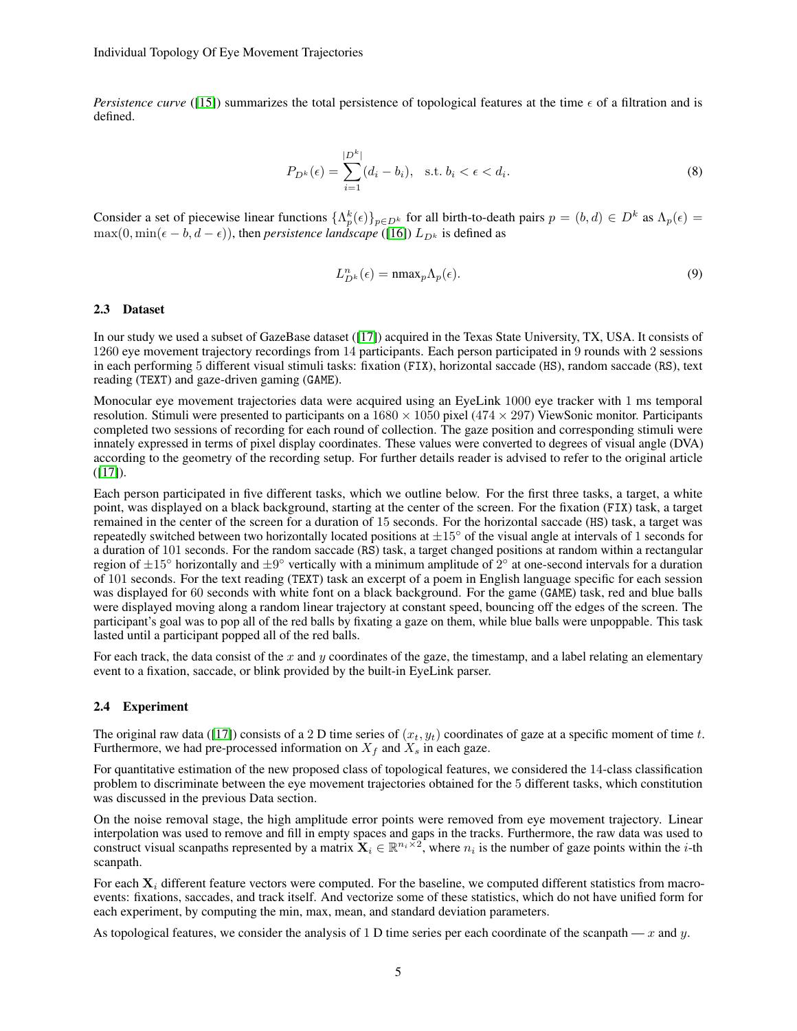*Persistence curve* ([15]) summarizes the total persistence of topological features at the time $\epsilon$ of a filtration and is defined.

$$P_{D^k}(\epsilon) = \sum_{i=1}^{|D^k|} (d_i - b_i), \quad \text{s.t. } b_i < \epsilon < d_i. \tag{8}$$

Consider a set of piecewise linear functions $\{\Lambda_p^k(\epsilon)\}_{p \in D^k}$ for all birth-to-death pairs $p = (b, d) \in D^k$ as $\Lambda_p(\epsilon) = \max(0, \min(\epsilon - b, d - \epsilon))$, then *persistence landscape* ([16]) $L_{D^k}$ is defined as

$$L_{D^k}^n(\epsilon) = \text{nmax}_p \Lambda_p(\epsilon). \tag{9}$$

### 2.3 Dataset

In our study we used a subset of GazeBase dataset ([17]) acquired in the Texas State University, TX, USA. It consists of 1260 eye movement trajectory recordings from 14 participants. Each person participated in 9 rounds with 2 sessions in each performing 5 different visual stimuli tasks: fixation (FIX), horizontal saccade (HS), random saccade (RS), text reading (TEXT) and gaze-driven gaming (GAME).

Monocular eye movement trajectories data were acquired using an EyeLink 1000 eye tracker with 1 ms temporal resolution. Stimuli were presented to participants on a $1680 \times 1050$ pixel ($474 \times 297$) ViewSonic monitor. Participants completed two sessions of recording for each round of collection. The gaze position and corresponding stimuli were innately expressed in terms of pixel display coordinates. These values were converted to degrees of visual angle (DVA) according to the geometry of the recording setup. For further details reader is advised to refer to the original article ([17]).

Each person participated in five different tasks, which we outline below. For the first three tasks, a target, a white point, was displayed on a black background, starting at the center of the screen. For the fixation (FIX) task, a target remained in the center of the screen for a duration of 15 seconds. For the horizontal saccade (HS) task, a target was repeatedly switched between two horizontally located positions at $\pm 15^\circ$ of the visual angle at intervals of 1 seconds for a duration of 101 seconds. For the random saccade (RS) task, a target changed positions at random within a rectangular region of $\pm 15^\circ$ horizontally and $\pm 9^\circ$ vertically with a minimum amplitude of $2^\circ$ at one-second intervals for a duration of 101 seconds. For the text reading (TEXT) task an excerpt of a poem in English language specific for each session was displayed for 60 seconds with white font on a black background. For the game (GAME) task, red and blue balls were displayed moving along a random linear trajectory at constant speed, bouncing off the edges of the screen. The participant's goal was to pop all of the red balls by fixating a gaze on them, while blue balls were unpoppable. This task lasted until a participant popped all of the red balls.

For each track, the data consist of the $x$ and $y$ coordinates of the gaze, the timestamp, and a label relating an elementary event to a fixation, saccade, or blink provided by the built-in EyeLink parser.

### 2.4 Experiment

The original raw data ([17]) consists of a 2 D time series of $(x_t, y_t)$ coordinates of gaze at a specific moment of time $t$. Furthermore, we had pre-processed information on $X_f$ and $X_s$ in each gaze.

For quantitative estimation of the new proposed class of topological features, we considered the 14-class classification problem to discriminate between the eye movement trajectories obtained for the 5 different tasks, which constitution was discussed in the previous Data section.

On the noise removal stage, the high amplitude error points were removed from eye movement trajectory. Linear interpolation was used to remove and fill in empty spaces and gaps in the tracks. Furthermore, the raw data was used to construct visual scanpaths represented by a matrix $\mathbf{X}_i \in \mathbb{R}^{n_i \times 2}$, where $n_i$ is the number of gaze points within the $i$-th scanpath.

For each $\mathbf{X}_i$ different feature vectors were computed. For the baseline, we computed different statistics from macro-events: fixations, saccades, and track itself. And vectorize some of these statistics, which do not have unified form for each experiment, by computing the min, max, mean, and standard deviation parameters.

As topological features, we consider the analysis of 1 D time series per each coordinate of the scanpath — $x$ and $y$.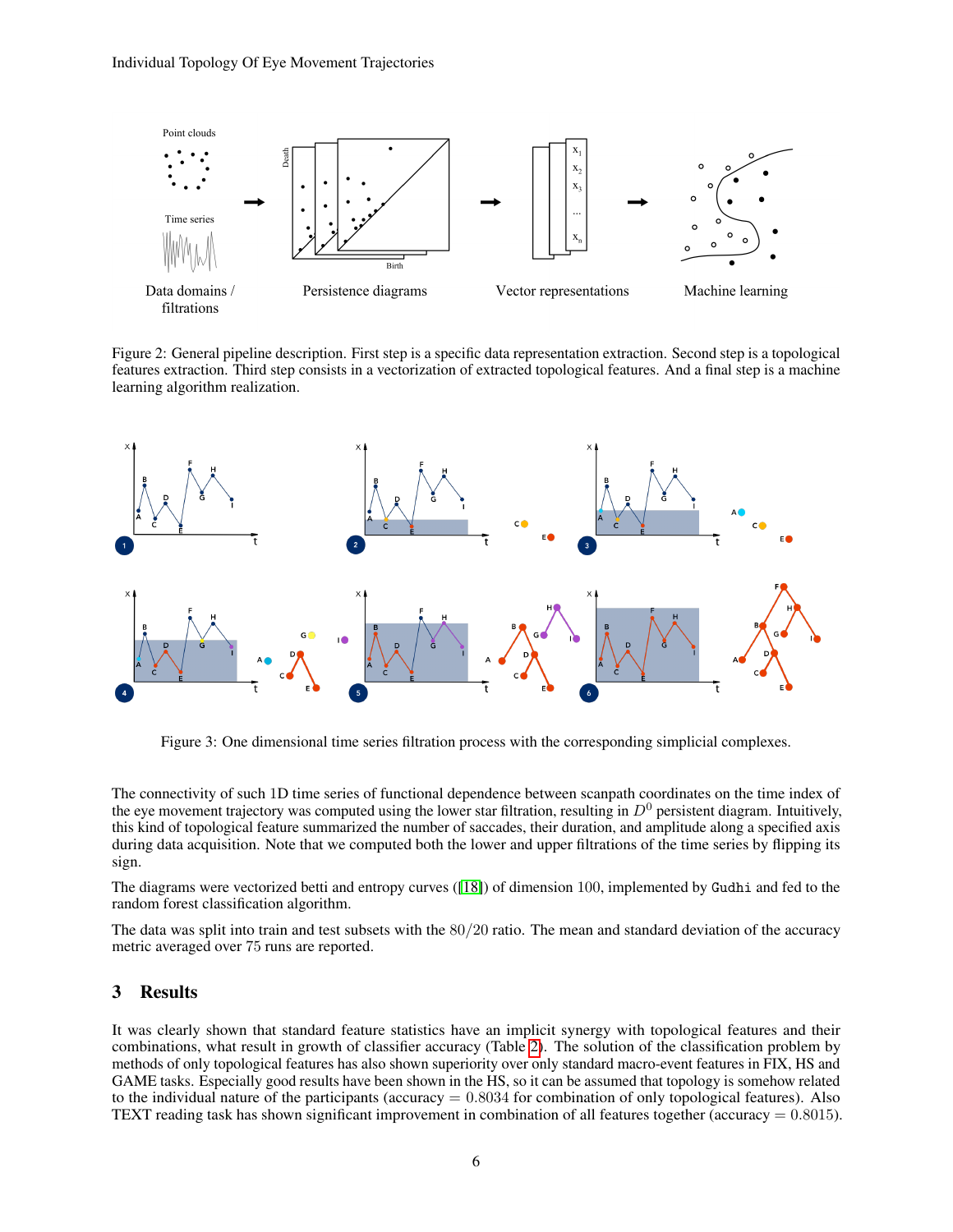Figure 2: General pipeline description. First step is a specific data representation extraction. Second step is a topological features extraction. Third step consists in a vectorization of extracted topological features. And a final step is a machine learning algorithm realization.

Figure 3: One dimensional time series filtration process with the corresponding simplicial complexes.

The connectivity of such 1D time series of functional dependence between scanpath coordinates on the time index of the eye movement trajectory was computed using the lower star filtration, resulting in $D^0$ persistent diagram. Intuitively, this kind of topological feature summarized the number of saccades, their duration, and amplitude along a specified axis during data acquisition. Note that we computed both the lower and upper filtrations of the time series by flipping its sign.

The diagrams were vectorized betti and entropy curves ([18]) of dimension 100, implemented by Gudhi and fed to the random forest classification algorithm.

The data was split into train and test subsets with the $80/20$ ratio. The mean and standard deviation of the accuracy metric averaged over 75 runs are reported.

## 3 Results

It was clearly shown that standard feature statistics have an implicit synergy with topological features and their combinations, what result in growth of classifier accuracy (Table 2). The solution of the classification problem by methods of only topological features has also shown superiority over only standard macro-event features in FIX, HS and GAME tasks. Especially good results have been shown in the HS, so it can be assumed that topology is somehow related to the individual nature of the participants (accuracy $= 0.8034$ for combination of only topological features). Also TEXT reading task has shown significant improvement in combination of all features together (accuracy $= 0.8015$).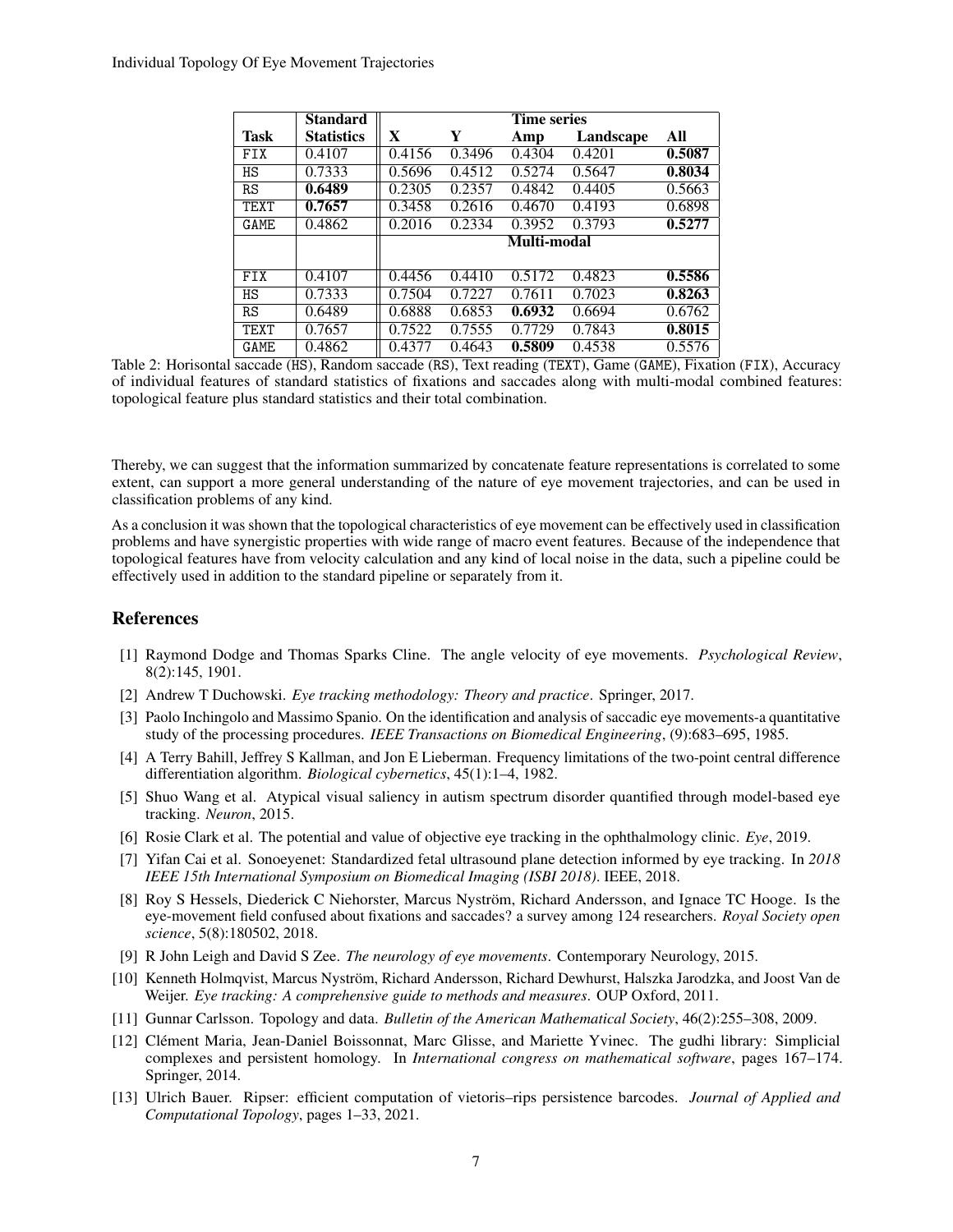| Task | Standard Statistics | Time series | | | | |
|---|---|---|---|---|---|---|
| | | X | Y | Amp | Landscape | All |
| FIX | 0.4107 | 0.4156 | 0.3496 | 0.4304 | 0.4201 | **0.5087** |
| HS | 0.7333 | 0.5696 | 0.4512 | 0.5274 | 0.5647 | **0.8034** |
| RS | **0.6489** | 0.2305 | 0.2357 | 0.4842 | 0.4405 | 0.5663 |
| TEXT | **0.7657** | 0.3458 | 0.2616 | 0.4670 | 0.4193 | 0.6898 |
| GAME | 0.4862 | 0.2016 | 0.2334 | 0.3952 | 0.3793 | **0.5277** |
| | | Multi-modal | | | | |
| FIX | 0.4107 | 0.4456 | 0.4410 | 0.5172 | 0.4823 | **0.5586** |
| HS | 0.7333 | 0.7504 | 0.7227 | 0.7611 | 0.7023 | **0.8263** |
| RS | 0.6489 | 0.6888 | 0.6853 | **0.6932** | 0.6694 | 0.6762 |
| TEXT | 0.7657 | 0.7522 | 0.7555 | 0.7729 | 0.7843 | **0.8015** |
| GAME | 0.4862 | 0.4377 | 0.4643 | **0.5809** | 0.4538 | 0.5576 |

Table 2: Horisontal saccade (HS), Random saccade (RS), Text reading (TEXT), Game (GAME), Fixation (FIX), Accuracy of individual features of standard statistics of fixations and saccades along with multi-modal combined features: topological feature plus standard statistics and their total combination.

Thereby, we can suggest that the information summarized by concatenate feature representations is correlated to some extent, can support a more general understanding of the nature of eye movement trajectories, and can be used in classification problems of any kind.

As a conclusion it was shown that the topological characteristics of eye movement can be effectively used in classification problems and have synergistic properties with wide range of macro event features. Because of the independence that topological features have from velocity calculation and any kind of local noise in the data, such a pipeline could be effectively used in addition to the standard pipeline or separately from it.

## References

[1] Raymond Dodge and Thomas Sparks Cline. The angle velocity of eye movements. *Psychological Review*, 8(2):145, 1901.

[2] Andrew T Duchowski. *Eye tracking methodology: Theory and practice*. Springer, 2017.

[3] Paolo Inchingolo and Massimo Spanio. On the identification and analysis of saccadic eye movements-a quantitative study of the processing procedures. *IEEE Transactions on Biomedical Engineering*, (9):683–695, 1985.

[4] A Terry Bahill, Jeffrey S Kallman, and Jon E Lieberman. Frequency limitations of the two-point central difference differentiation algorithm. *Biological cybernetics*, 45(1):1–4, 1982.

[5] Shuo Wang et al. Atypical visual saliency in autism spectrum disorder quantified through model-based eye tracking. *Neuron*, 2015.

[6] Rosie Clark et al. The potential and value of objective eye tracking in the ophthalmology clinic. *Eye*, 2019.

[7] Yifan Cai et al. Sonoeyenet: Standardized fetal ultrasound plane detection informed by eye tracking. In *2018 IEEE 15th International Symposium on Biomedical Imaging (ISBI 2018)*. IEEE, 2018.

[8] Roy S Hessels, Diederick C Niehorster, Marcus Nyström, Richard Andersson, and Ignace TC Hooge. Is the eye-movement field confused about fixations and saccades? a survey among 124 researchers. *Royal Society open science*, 5(8):180502, 2018.

[9] R John Leigh and David S Zee. *The neurology of eye movements*. Contemporary Neurology, 2015.

[10] Kenneth Holmqvist, Marcus Nyström, Richard Andersson, Richard Dewhurst, Halszka Jarodzka, and Joost Van de Weijer. *Eye tracking: A comprehensive guide to methods and measures*. OUP Oxford, 2011.

[11] Gunnar Carlsson. Topology and data. *Bulletin of the American Mathematical Society*, 46(2):255–308, 2009.

[12] Clément Maria, Jean-Daniel Boissonnat, Marc Glisse, and Mariette Yvinec. The gudhi library: Simplicial complexes and persistent homology. In *International congress on mathematical software*, pages 167–174. Springer, 2014.

[13] Ulrich Bauer. Ripser: efficient computation of vietoris–rips persistence barcodes. *Journal of Applied and Computational Topology*, pages 1–33, 2021.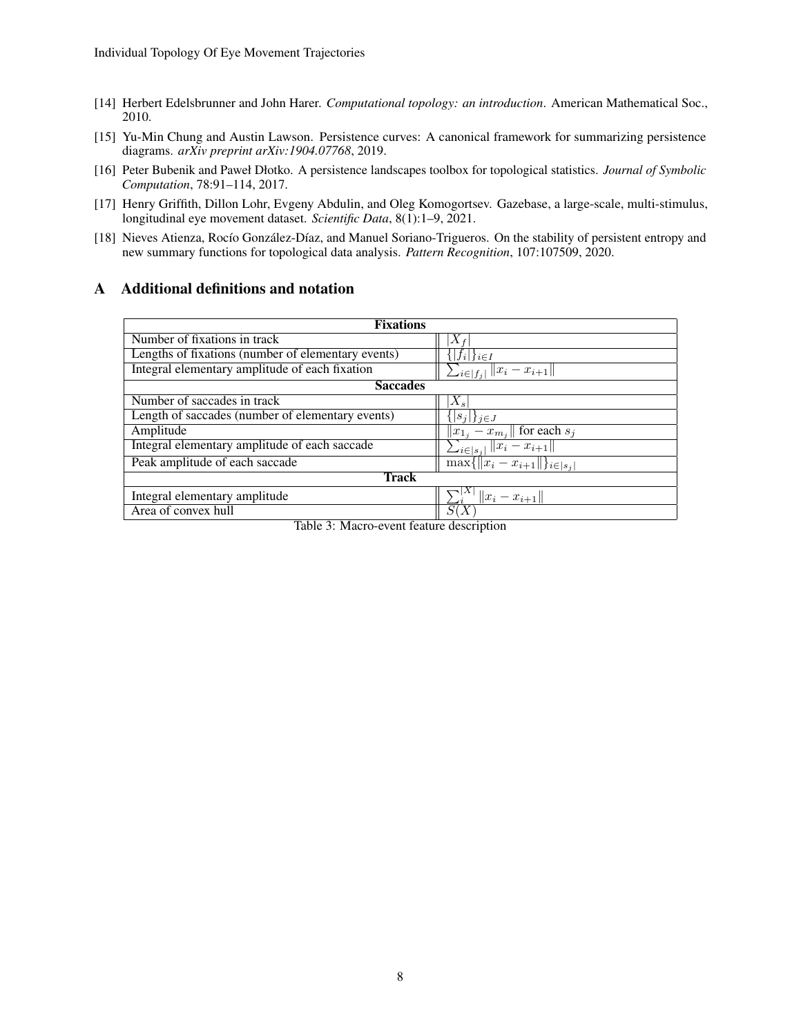[14] Herbert Edelsbrunner and John Harer. *Computational topology: an introduction*. American Mathematical Soc., 2010.

[15] Yu-Min Chung and Austin Lawson. Persistence curves: A canonical framework for summarizing persistence diagrams. *arXiv preprint arXiv:1904.07768*, 2019.

[16] Peter Bubenik and Paweł Dłotko. A persistence landscapes toolbox for topological statistics. *Journal of Symbolic Computation*, 78:91–114, 2017.

[17] Henry Griffith, Dillon Lohr, Evgeny Abdulin, and Oleg Komogortsev. Gazebase, a large-scale, multi-stimulus, longitudinal eye movement dataset. *Scientific Data*, 8(1):1–9, 2021.

[18] Nieves Atienza, Rocío González-Díaz, and Manuel Soriano-Trigueros. On the stability of persistent entropy and new summary functions for topological data analysis. *Pattern Recognition*, 107:107509, 2020.

## A Additional definitions and notation

| | |
|---|---|
| **Fixations** | |
| Number of fixations in track | $\lvert X_f \rvert$ |
| Lengths of fixations (number of elementary events) | $\{\lvert f_i \rvert\}_{i \in I}$ |
| Integral elementary amplitude of each fixation | $\sum_{i \in \lvert f_j \rvert} \lVert x_i - x_{i+1} \rVert$ |
| **Saccades** | |
| Number of saccades in track | $\lvert X_s \rvert$ |
| Length of saccades (number of elementary events) | $\{\lvert s_j \rvert\}_{j \in J}$ |
| Amplitude | $\lVert x_{1_j} - x_{m_j} \rVert$ for each $s_j$ |
| Integral elementary amplitude of each saccade | $\sum_{i \in \lvert s_j \rvert} \lVert x_i - x_{i+1} \rVert$ |
| Peak amplitude of each saccade | $\max\{\lVert x_i - x_{i+1} \rVert\}_{i \in \lvert s_j \rvert}$ |
| **Track** | |
| Integral elementary amplitude | $\sum_i^{\lvert X \rvert} \lVert x_i - x_{i+1} \rVert$ |
| Area of convex hull | $S(X)$ |

Table 3: Macro-event feature description